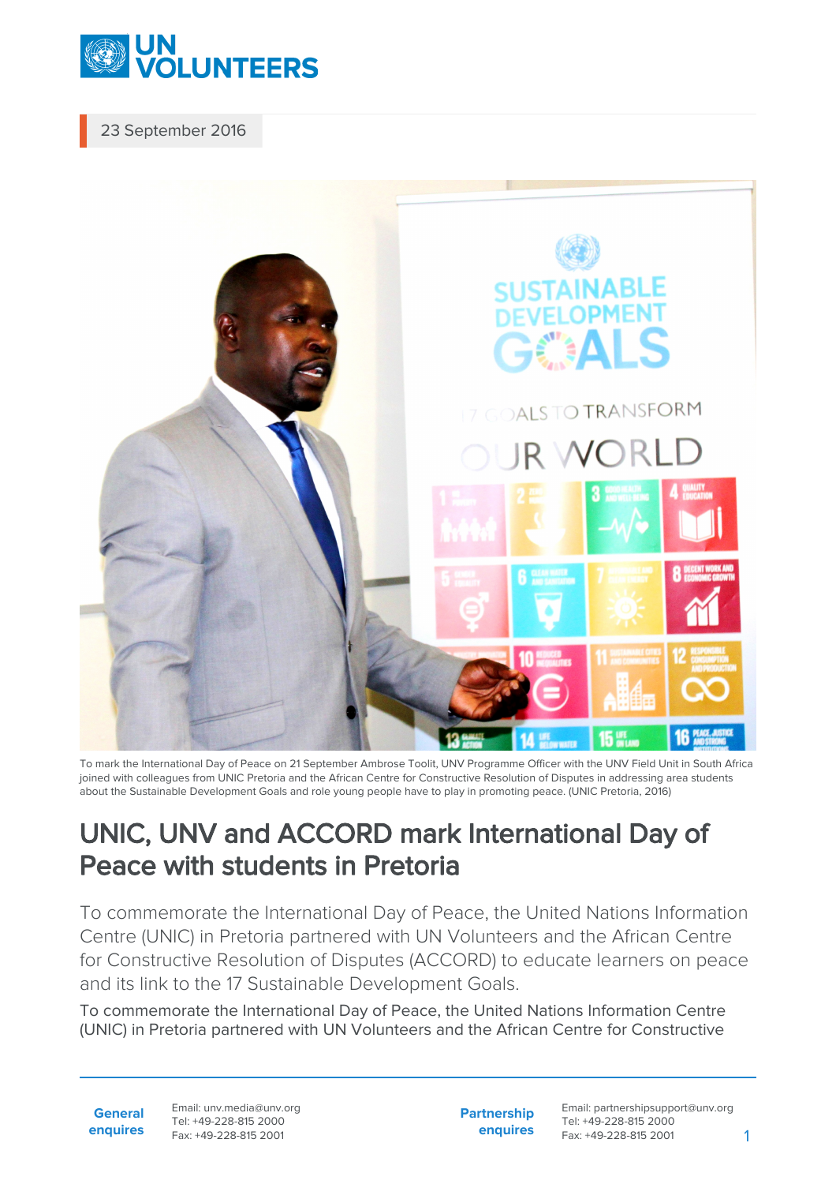23 September 2016

To mark the International Day of Peace on 21 September Ambrose Toolit, UNV Programme Officer with the UNV Field Unit in South Africa joined with colleagues from UNIC Pretoria and the African Centre for Constructive Resolution of Disputes in addressing area students about the Sustainable Development Goals and role young people have to play in promoting peace. (UNIC Pretoria, 2016)

# UNIC, UNV and ACCORD mark International Day of Peace with students in Pretoria

To commemorate the International Day of Peace, the United Nations Information Centre (UNIC) in Pretoria partnered with UN Volunteers and the African Centre for Constructive Resolution of Disputes (ACCORD) to educate learners on peace and its link to the 17 Sustainable Development Goals.

To commemorate the International Day of Peace, the United Nations Information Centre (UNIC) in Pretoria partnered with UN Volunteers and the African Centre for Constructive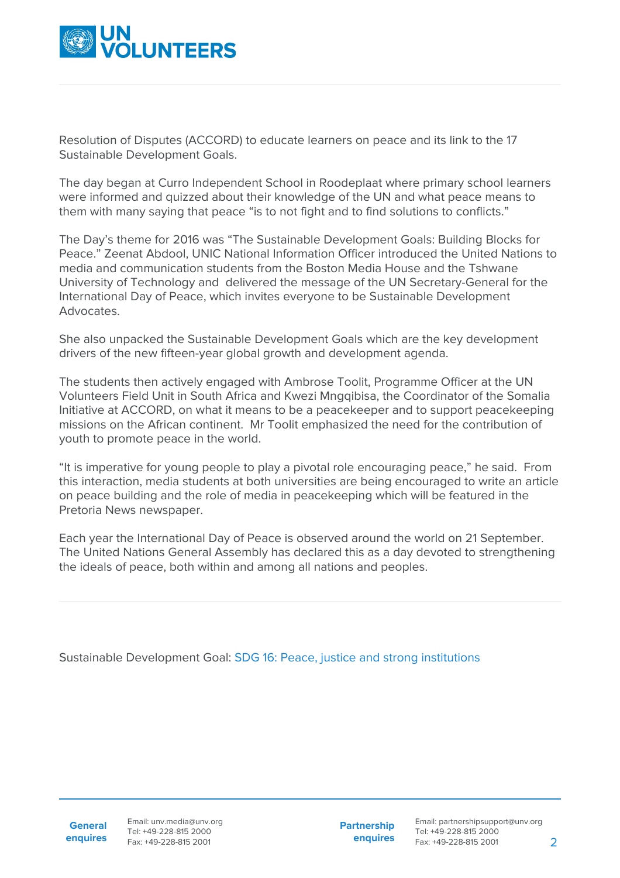Resolution of Disputes (ACCORD) to educate learners on peace and its link to the 17 Sustainable Development Goals.

The day began at Curro Independent School in Roodeplaat where primary school learners were informed and quizzed about their knowledge of the UN and what peace means to them with many saying that peace "is to not fight and to find solutions to conflicts."

The Day's theme for 2016 was "The Sustainable Development Goals: Building Blocks for Peace." Zeenat Abdool, UNIC National Information Officer introduced the United Nations to media and communication students from the Boston Media House and the Tshwane University of Technology and delivered the message of the UN Secretary-General for the International Day of Peace, which invites everyone to be Sustainable Development Advocates.

She also unpacked the Sustainable Development Goals which are the key development drivers of the new fifteen-year global growth and development agenda.

The students then actively engaged with Ambrose Toolit, Programme Officer at the UN Volunteers Field Unit in South Africa and Kwezi Mngqibisa, the Coordinator of the Somalia Initiative at ACCORD, on what it means to be a peacekeeper and to support peacekeeping missions on the African continent. Mr Toolit emphasized the need for the contribution of youth to promote peace in the world.

"It is imperative for young people to play a pivotal role encouraging peace," he said. From this interaction, media students at both universities are being encouraged to write an article on peace building and the role of media in peacekeeping which will be featured in the Pretoria News newspaper.

Each year the International Day of Peace is observed around the world on 21 September. The United Nations General Assembly has declared this as a day devoted to strengthening the ideals of peace, both within and among all nations and peoples.

Sustainable Development Goal: SDG 16: Peace, justice and strong institutions